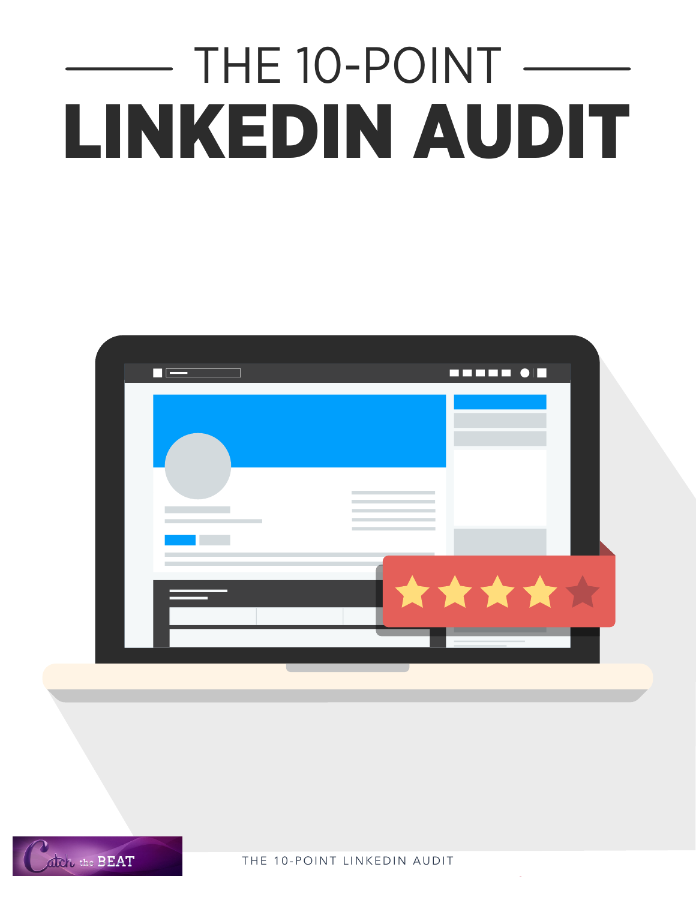# THE 10-POINT LINKEDIN AUDIT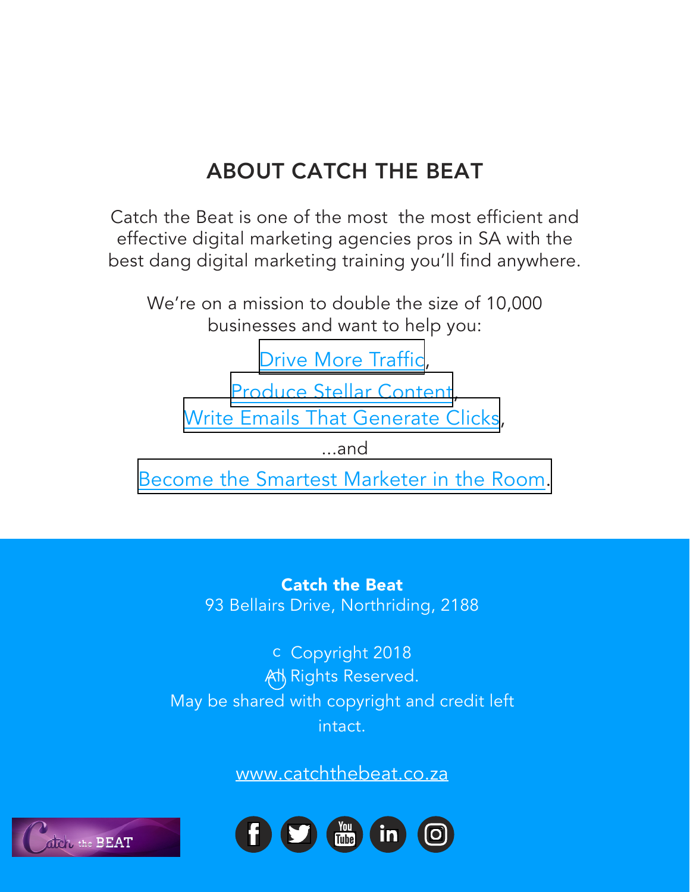## ABOUT CATCH THE BEAT

Catch the Beat is one of the most  the most efficient and effective digital marketing agencies pros in SA with the best dang digital marketing training you'll find anywhere.

We're on a mission to double the size of 10,000 businesses and want to help you:

Drive More Traffic,

Produce Stellar Content,

Write Emails That Generate Clicks,

...and

Become the Smartest Marketer in the Room.

**Catch the Beat**
93 Bellairs Drive, Northriding, 2188

© Copyright 2018
All Rights Reserved.
May be shared with copyright and credit left intact.

www.catchthebeat.co.za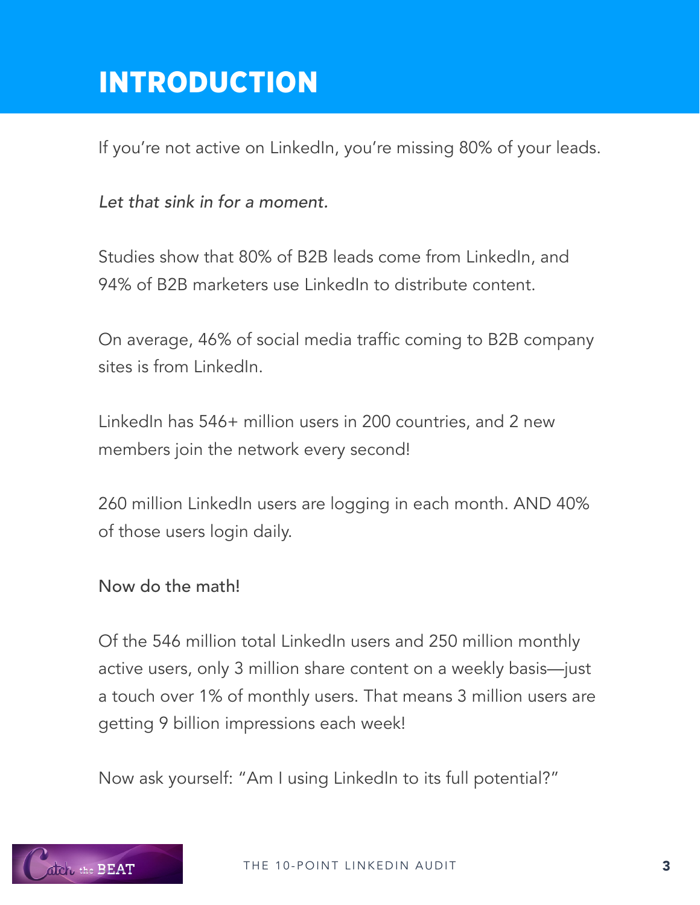# INTRODUCTION

If you're not active on LinkedIn, you're missing 80% of your leads.

*Let that sink in for a moment.*

Studies show that 80% of B2B leads come from LinkedIn, and 94% of B2B marketers use LinkedIn to distribute content.

On average, 46% of social media traffic coming to B2B company sites is from LinkedIn.

LinkedIn has 546+ million users in 200 countries, and 2 new members join the network every second!

260 million LinkedIn users are logging in each month. AND 40% of those users login daily.

Now do the math!

Of the 546 million total LinkedIn users and 250 million monthly active users, only 3 million share content on a weekly basis—just a touch over 1% of monthly users. That means 3 million users are getting 9 billion impressions each week!

Now ask yourself: "Am I using LinkedIn to its full potential?"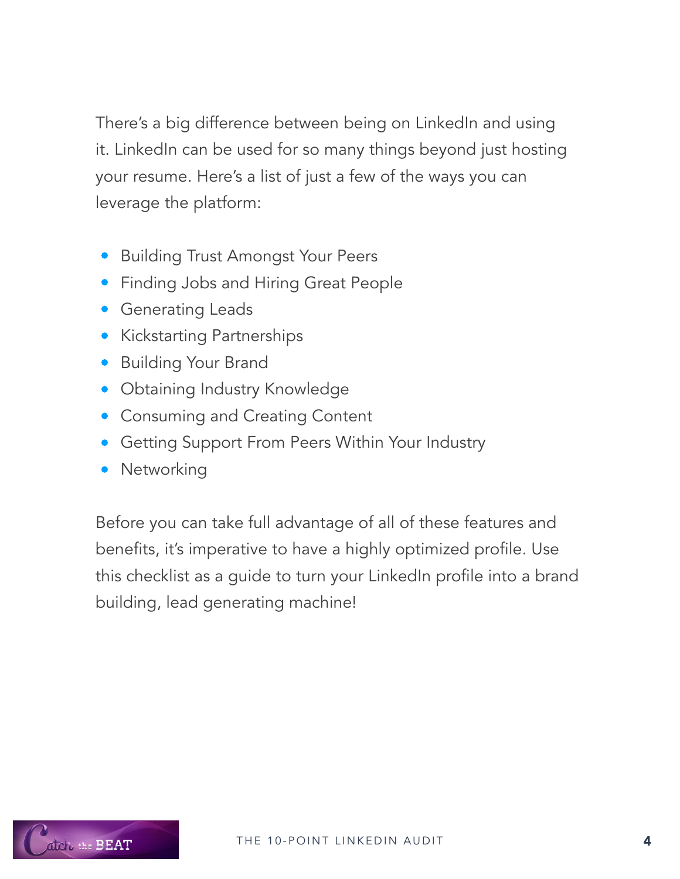There's a big difference between being on LinkedIn and using it. LinkedIn can be used for so many things beyond just hosting your resume. Here's a list of just a few of the ways you can leverage the platform:

- Building Trust Amongst Your Peers
- Finding Jobs and Hiring Great People
- Generating Leads
- Kickstarting Partnerships
- Building Your Brand
- Obtaining Industry Knowledge
- Consuming and Creating Content
- Getting Support From Peers Within Your Industry
- Networking

Before you can take full advantage of all of these features and benefits, it's imperative to have a highly optimized profile. Use this checklist as a guide to turn your LinkedIn profile into a brand building, lead generating machine!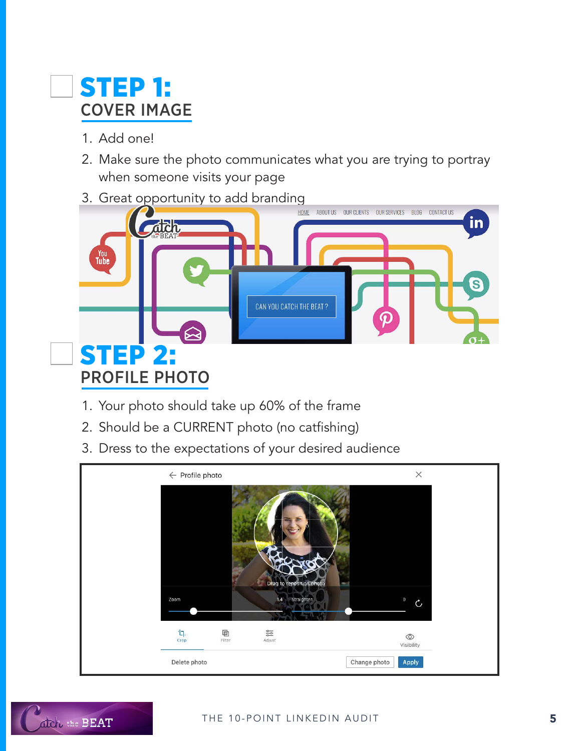## STEP 1:
### COVER IMAGE

1. Add one!
2. Make sure the photo communicates what you are trying to portray when someone visits your page
3. Great opportunity to add branding

## STEP 2:
### PROFILE PHOTO

1. Your photo should take up 60% of the frame
2. Should be a CURRENT photo (no catfishing)
3. Dress to the expectations of your desired audience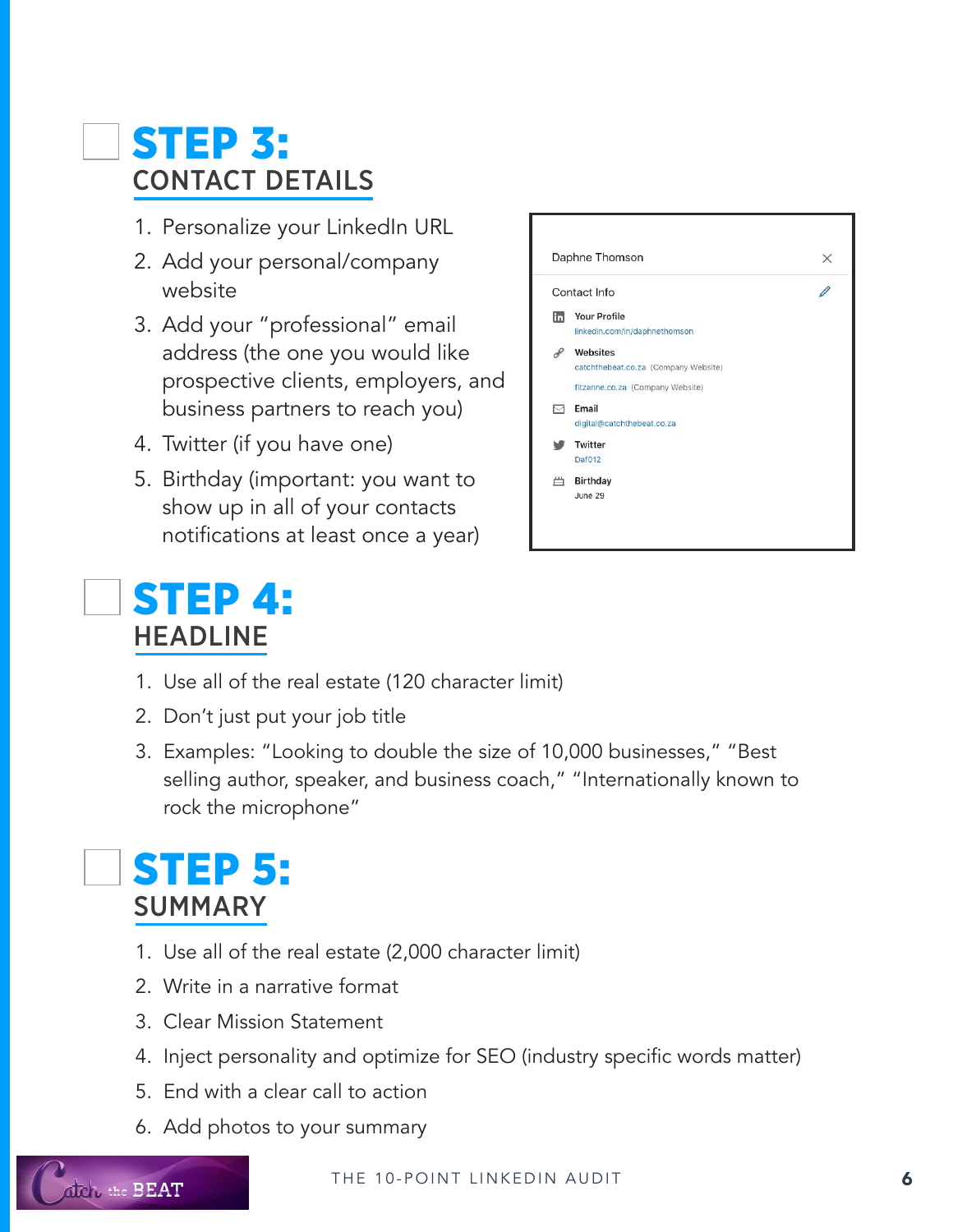## STEP 3:
### CONTACT DETAILS

1. Personalize your LinkedIn URL
2. Add your personal/company website
3. Add your "professional" email address (the one you would like prospective clients, employers, and business partners to reach you)
4. Twitter (if you have one)
5. Birthday (important: you want to show up in all of your contacts notifications at least once a year)

Daphne Thomson

Contact Info

**Your Profile**
linkedin.com/in/daphnethomson

**Websites**
catchthebeat.co.za (Company Website)
fitzanne.co.za (Company Website)

**Email**
digital@catchthebeat.co.za

**Twitter**
Daf012

**Birthday**
June 29

## STEP 4:
### HEADLINE

1. Use all of the real estate (120 character limit)
2. Don't just put your job title
3. Examples: "Looking to double the size of 10,000 businesses," "Best selling author, speaker, and business coach," "Internationally known to rock the microphone"

## STEP 5:
### SUMMARY

1. Use all of the real estate (2,000 character limit)
2. Write in a narrative format
3. Clear Mission Statement
4. Inject personality and optimize for SEO (industry specific words matter)
5. End with a clear call to action
6. Add photos to your summary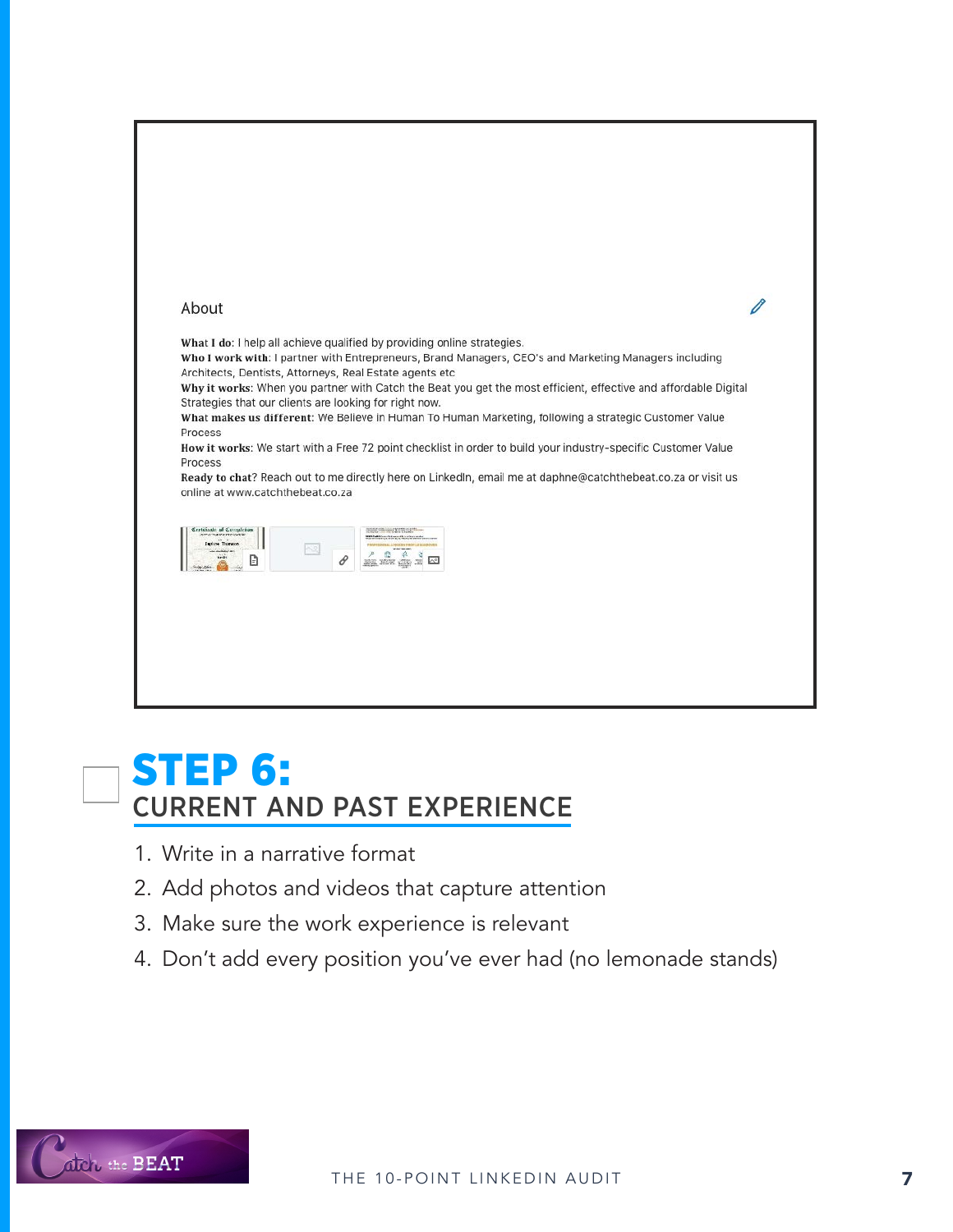About

**What I do**: I help all achieve qualified by providing online strategies.
**Who I work with**: I partner with Entrepreneurs, Brand Managers, CEO's and Marketing Managers including Architects, Dentists, Attorneys, Real Estate agents etc
**Why it works**: When you partner with Catch the Beat you get the most efficient, effective and affordable Digital Strategies that our clients are looking for right now.
**What makes us different**: We Believe in Human To Human Marketing, following a strategic Customer Value Process
**How it works**: We start with a Free 72 point checklist in order to build your industry-specific Customer Value Process
**Ready to chat**? Reach out to me directly here on LinkedIn, email me at daphne@catchthebeat.co.za or visit us online at www.catchthebeat.co.za

# STEP 6:
## CURRENT AND PAST EXPERIENCE

1. Write in a narrative format
2. Add photos and videos that capture attention
3. Make sure the work experience is relevant
4. Don't add every position you've ever had (no lemonade stands)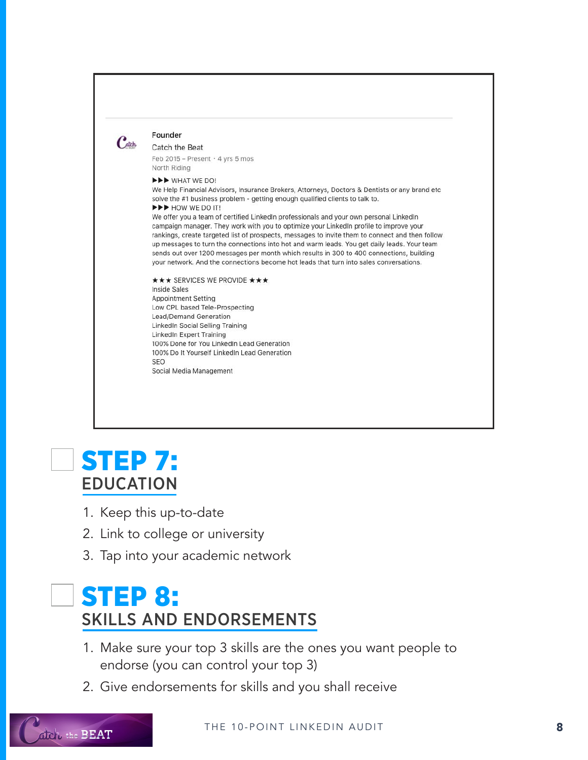Founder

Catch the Beat

Feb 2015 – Present · 4 yrs 5 mos

North Riding

▶▶▶ WHAT WE DO!

We Help Financial Advisors, Insurance Brokers, Attorneys, Doctors & Dentists or any brand etc solve the #1 business problem - getting enough qualified clients to talk to.

▶▶▶ HOW WE DO IT!

We offer you a team of certified LinkedIn professionals and your own personal LinkedIn campaign manager. They work with you to optimize your LinkedIn profile to improve your rankings, create targeted list of prospects, messages to invite them to connect and then follow up messages to turn the connections into hot and warm leads. You get daily leads. Your team sends out over 1200 messages per month which results in 300 to 400 connections, building your network. And the connections become hot leads that turn into sales conversations.

★★★ SERVICES WE PROVIDE ★★★

Inside Sales
Appointment Setting
Low CPL based Tele-Prospecting
Lead/Demand Generation
LinkedIn Social Selling Training
LinkedIn Expert Training
100% Done for You LinkedIn Lead Generation
100% Do It Yourself LinkedIn Lead Generation
SEO
Social Media Management

## ☐ STEP 7:
### EDUCATION

1. Keep this up-to-date
2. Link to college or university
3. Tap into your academic network

## ☐ STEP 8:
### SKILLS AND ENDORSEMENTS

1. Make sure your top 3 skills are the ones you want people to endorse (you can control your top 3)
2. Give endorsements for skills and you shall receive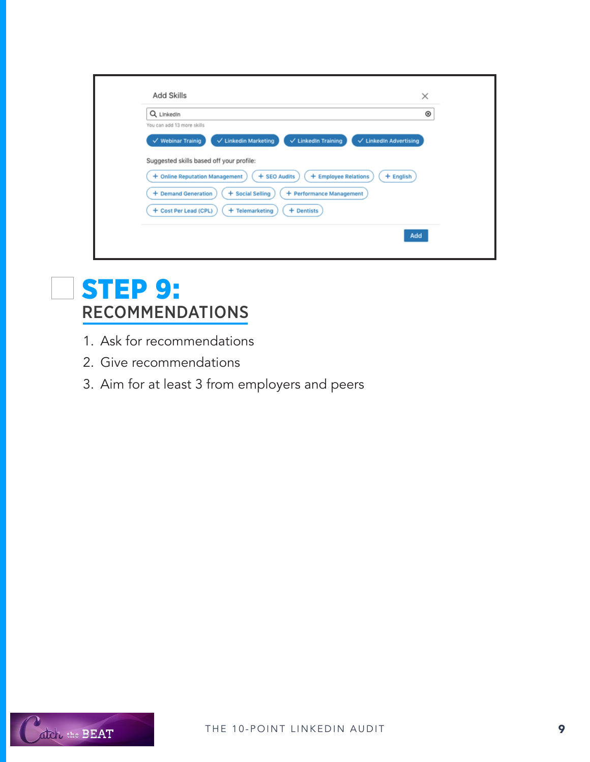## STEP 9:

### RECOMMENDATIONS

1. Ask for recommendations
2. Give recommendations
3. Aim for at least 3 from employers and peers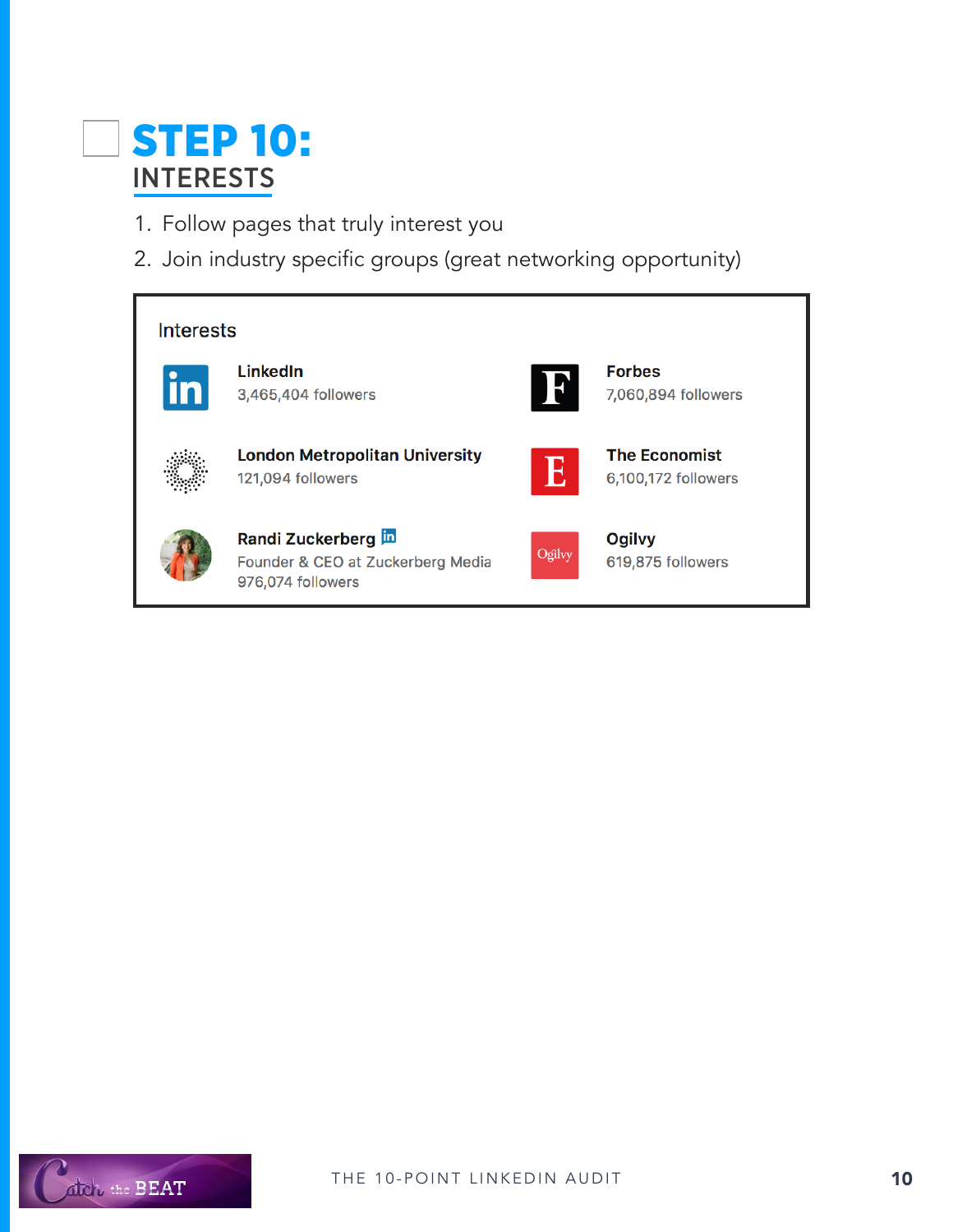# STEP 10:

## INTERESTS

1. Follow pages that truly interest you
2. Join industry specific groups (great networking opportunity)

Interests

**LinkedIn**
3,465,404 followers

**Forbes**
7,060,894 followers

**London Metropolitan University**
121,094 followers

**The Economist**
6,100,172 followers

**Randi Zuckerberg**
Founder & CEO at Zuckerberg Media
976,074 followers

**Ogilvy**
619,875 followers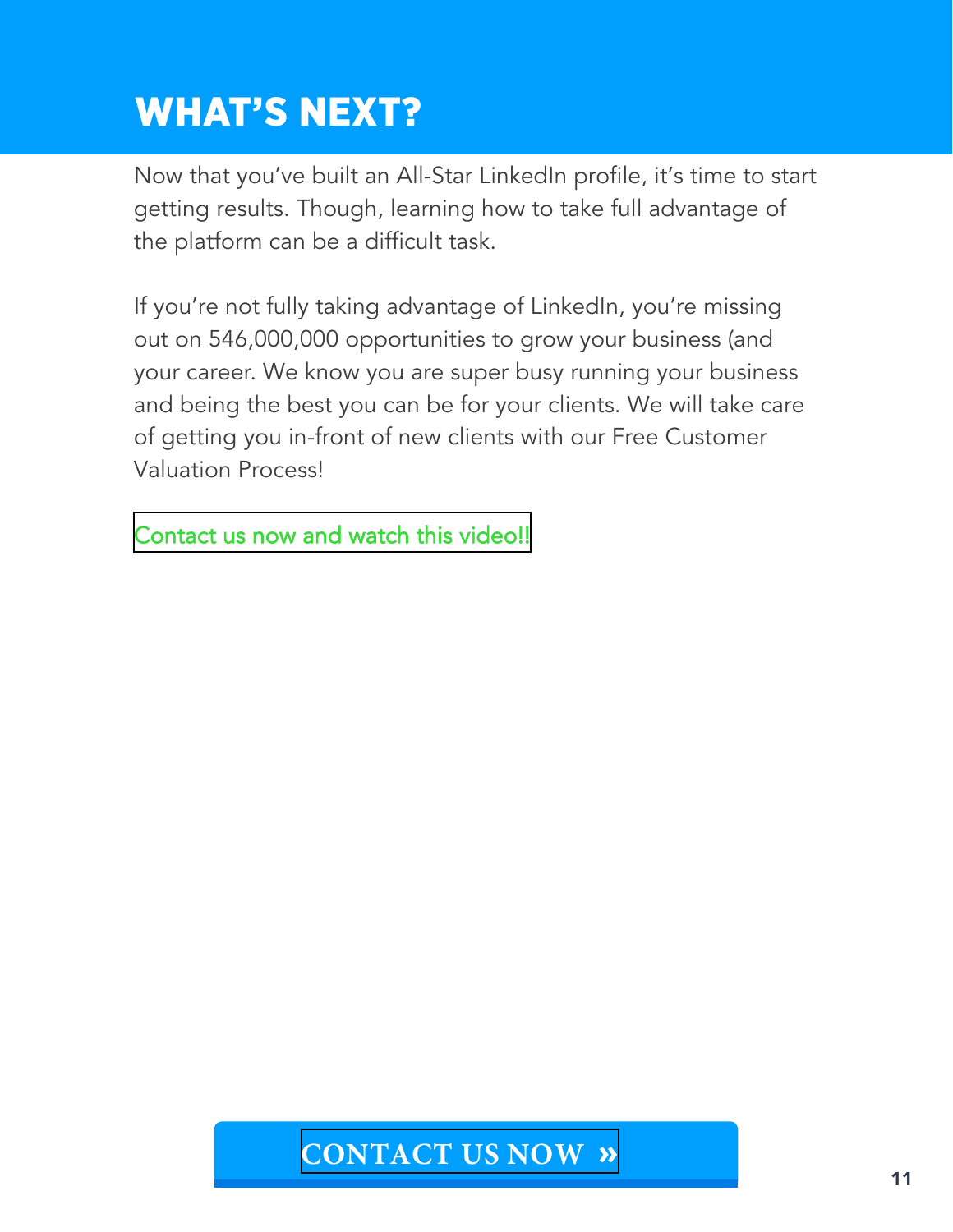# WHAT'S NEXT?

Now that you've built an All-Star LinkedIn profile, it's time to start getting results. Though, learning how to take full advantage of the platform can be a difficult task.

If you're not fully taking advantage of LinkedIn, you're missing out on 546,000,000 opportunities to grow your business (and your career. We know you are super busy running your business and being the best you can be for your clients. We will take care of getting you in-front of new clients with our Free Customer Valuation Process!

Contact us now and watch this video!!

**CONTACT US NOW »**